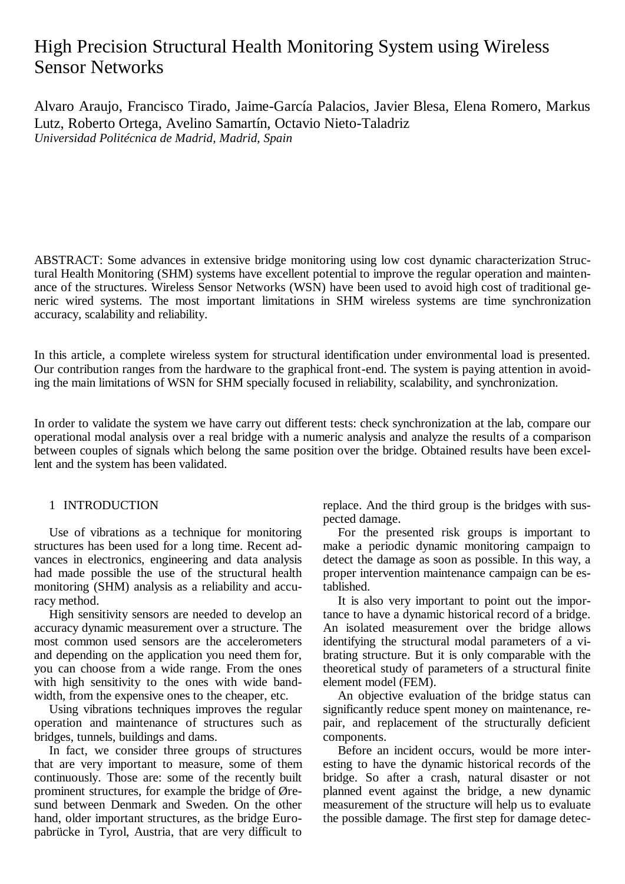# High Precision Structural Health Monitoring System using Wireless Sensor Networks

Alvaro Araujo, Francisco Tirado, Jaime-García Palacios, Javier Blesa, Elena Romero, Markus Lutz, Roberto Ortega, Avelino Samartín, Octavio Nieto-Taladriz
*Universidad Politécnica de Madrid, Madrid, Spain*

ABSTRACT: Some advances in extensive bridge monitoring using low cost dynamic characterization Structural Health Monitoring (SHM) systems have excellent potential to improve the regular operation and maintenance of the structures. Wireless Sensor Networks (WSN) have been used to avoid high cost of traditional generic wired systems. The most important limitations in SHM wireless systems are time synchronization accuracy, scalability and reliability.

In this article, a complete wireless system for structural identification under environmental load is presented. Our contribution ranges from the hardware to the graphical front-end. The system is paying attention in avoiding the main limitations of WSN for SHM specially focused in reliability, scalability, and synchronization.

In order to validate the system we have carry out different tests: check synchronization at the lab, compare our operational modal analysis over a real bridge with a numeric analysis and analyze the results of a comparison between couples of signals which belong the same position over the bridge. Obtained results have been excellent and the system has been validated.

## 1 INTRODUCTION

Use of vibrations as a technique for monitoring structures has been used for a long time. Recent advances in electronics, engineering and data analysis had made possible the use of the structural health monitoring (SHM) analysis as a reliability and accuracy method.

High sensitivity sensors are needed to develop an accuracy dynamic measurement over a structure. The most common used sensors are the accelerometers and depending on the application you need them for, you can choose from a wide range. From the ones with high sensitivity to the ones with wide bandwidth, from the expensive ones to the cheaper, etc.

Using vibrations techniques improves the regular operation and maintenance of structures such as bridges, tunnels, buildings and dams.

In fact, we consider three groups of structures that are very important to measure, some of them continuously. Those are: some of the recently built prominent structures, for example the bridge of Øresund between Denmark and Sweden. On the other hand, older important structures, as the bridge Europabrücke in Tyrol, Austria, that are very difficult to replace. And the third group is the bridges with suspected damage.

For the presented risk groups is important to make a periodic dynamic monitoring campaign to detect the damage as soon as possible. In this way, a proper intervention maintenance campaign can be established.

It is also very important to point out the importance to have a dynamic historical record of a bridge. An isolated measurement over the bridge allows identifying the structural modal parameters of a vibrating structure. But it is only comparable with the theoretical study of parameters of a structural finite element model (FEM).

An objective evaluation of the bridge status can significantly reduce spent money on maintenance, repair, and replacement of the structurally deficient components.

Before an incident occurs, would be more interesting to have the dynamic historical records of the bridge. So after a crash, natural disaster or not planned event against the bridge, a new dynamic measurement of the structure will help us to evaluate the possible damage. The first step for damage detec-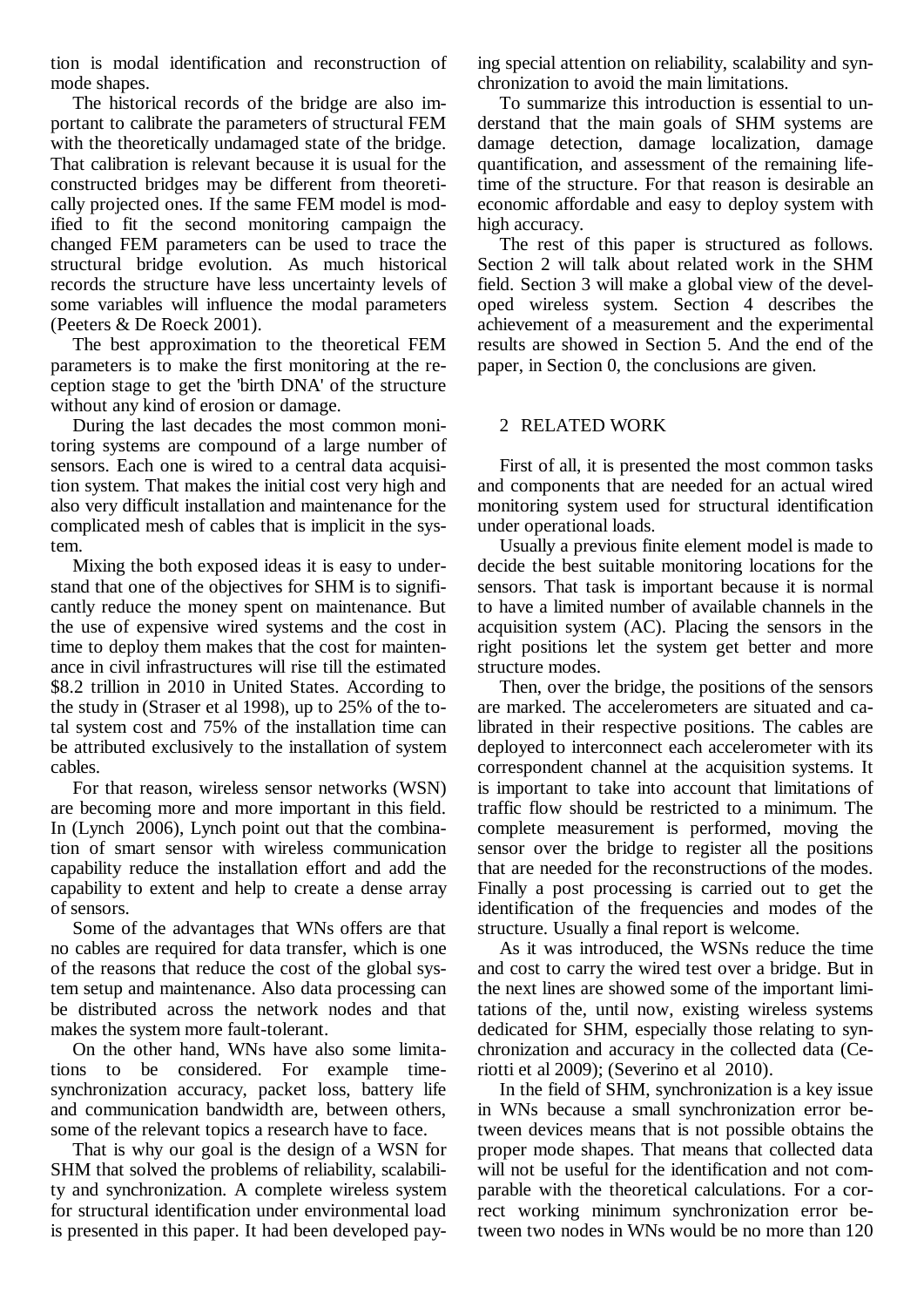tion is modal identification and reconstruction of mode shapes.

The historical records of the bridge are also important to calibrate the parameters of structural FEM with the theoretically undamaged state of the bridge. That calibration is relevant because it is usual for the constructed bridges may be different from theoretically projected ones. If the same FEM model is modified to fit the second monitoring campaign the changed FEM parameters can be used to trace the structural bridge evolution. As much historical records the structure have less uncertainty levels of some variables will influence the modal parameters (Peeters & De Roeck 2001).

The best approximation to the theoretical FEM parameters is to make the first monitoring at the reception stage to get the 'birth DNA' of the structure without any kind of erosion or damage.

During the last decades the most common monitoring systems are compound of a large number of sensors. Each one is wired to a central data acquisition system. That makes the initial cost very high and also very difficult installation and maintenance for the complicated mesh of cables that is implicit in the system.

Mixing the both exposed ideas it is easy to understand that one of the objectives for SHM is to significantly reduce the money spent on maintenance. But the use of expensive wired systems and the cost in time to deploy them makes that the cost for maintenance in civil infrastructures will rise till the estimated \$8.2 trillion in 2010 in United States. According to the study in (Straser et al 1998), up to 25% of the total system cost and 75% of the installation time can be attributed exclusively to the installation of system cables.

For that reason, wireless sensor networks (WSN) are becoming more and more important in this field. In (Lynch 2006), Lynch point out that the combination of smart sensor with wireless communication capability reduce the installation effort and add the capability to extent and help to create a dense array of sensors.

Some of the advantages that WNs offers are that no cables are required for data transfer, which is one of the reasons that reduce the cost of the global system setup and maintenance. Also data processing can be distributed across the network nodes and that makes the system more fault-tolerant.

On the other hand, WNs have also some limitations to be considered. For example time-synchronization accuracy, packet loss, battery life and communication bandwidth are, between others, some of the relevant topics a research have to face.

That is why our goal is the design of a WSN for SHM that solved the problems of reliability, scalability and synchronization. A complete wireless system for structural identification under environmental load is presented in this paper. It had been developed paying special attention on reliability, scalability and synchronization to avoid the main limitations.

To summarize this introduction is essential to understand that the main goals of SHM systems are damage detection, damage localization, damage quantification, and assessment of the remaining lifetime of the structure. For that reason is desirable an economic affordable and easy to deploy system with high accuracy.

The rest of this paper is structured as follows. Section 2 will talk about related work in the SHM field. Section 3 will make a global view of the developed wireless system. Section 4 describes the achievement of a measurement and the experimental results are showed in Section 5. And the end of the paper, in Section 0, the conclusions are given.

## 2 RELATED WORK

First of all, it is presented the most common tasks and components that are needed for an actual wired monitoring system used for structural identification under operational loads.

Usually a previous finite element model is made to decide the best suitable monitoring locations for the sensors. That task is important because it is normal to have a limited number of available channels in the acquisition system (AC). Placing the sensors in the right positions let the system get better and more structure modes.

Then, over the bridge, the positions of the sensors are marked. The accelerometers are situated and calibrated in their respective positions. The cables are deployed to interconnect each accelerometer with its correspondent channel at the acquisition systems. It is important to take into account that limitations of traffic flow should be restricted to a minimum. The complete measurement is performed, moving the sensor over the bridge to register all the positions that are needed for the reconstructions of the modes. Finally a post processing is carried out to get the identification of the frequencies and modes of the structure. Usually a final report is welcome.

As it was introduced, the WSNs reduce the time and cost to carry the wired test over a bridge. But in the next lines are showed some of the important limitations of the, until now, existing wireless systems dedicated for SHM, especially those relating to synchronization and accuracy in the collected data (Ceriotti et al 2009); (Severino et al 2010).

In the field of SHM, synchronization is a key issue in WNs because a small synchronization error between devices means that is not possible obtains the proper mode shapes. That means that collected data will not be useful for the identification and not comparable with the theoretical calculations. For a correct working minimum synchronization error between two nodes in WNs would be no more than 120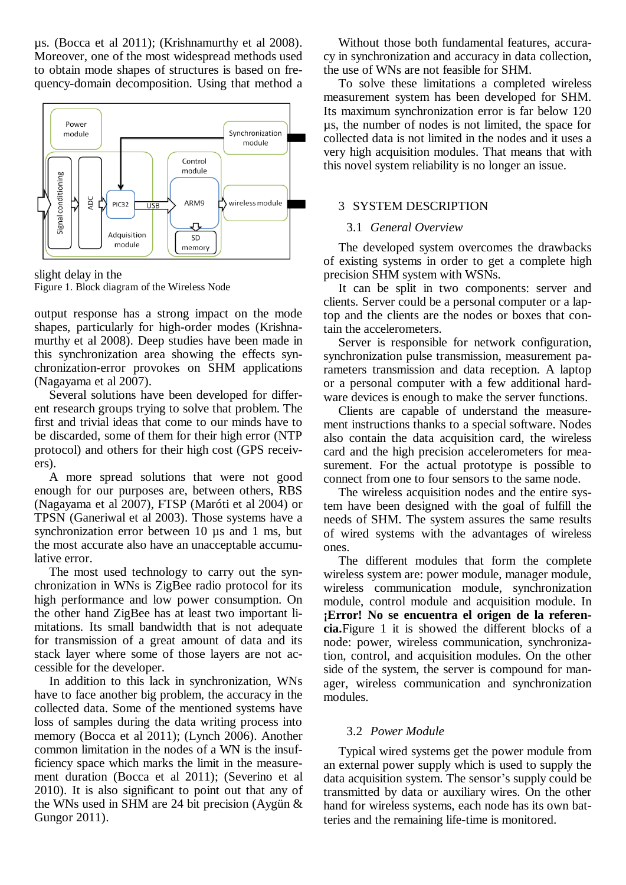µs. (Bocca et al 2011); (Krishnamurthy et al 2008). Moreover, one of the most widespread methods used to obtain mode shapes of structures is based on frequency-domain decomposition. Using that method a slight delay in the

Figure 1. Block diagram of the Wireless Node

output response has a strong impact on the mode shapes, particularly for high-order modes (Krishnamurthy et al 2008). Deep studies have been made in this synchronization area showing the effects synchronization-error provokes on SHM applications (Nagayama et al 2007).

Several solutions have been developed for different research groups trying to solve that problem. The first and trivial ideas that come to our minds have to be discarded, some of them for their high error (NTP protocol) and others for their high cost (GPS receivers).

A more spread solutions that were not good enough for our purposes are, between others, RBS (Nagayama et al 2007), FTSP (Maróti et al 2004) or TPSN (Ganeriwal et al 2003). Those systems have a synchronization error between 10 µs and 1 ms, but the most accurate also have an unacceptable accumulative error.

The most used technology to carry out the synchronization in WNs is ZigBee radio protocol for its high performance and low power consumption. On the other hand ZigBee has at least two important limitations. Its small bandwidth that is not adequate for transmission of a great amount of data and its stack layer where some of those layers are not accessible for the developer.

In addition to this lack in synchronization, WNs have to face another big problem, the accuracy in the collected data. Some of the mentioned systems have loss of samples during the data writing process into memory (Bocca et al 2011); (Lynch 2006). Another common limitation in the nodes of a WN is the insufficiency space which marks the limit in the measurement duration (Bocca et al 2011); (Severino et al 2010). It is also significant to point out that any of the WNs used in SHM are 24 bit precision (Aygün & Gungor 2011).

Without those both fundamental features, accuracy in synchronization and accuracy in data collection, the use of WNs are not feasible for SHM.

To solve these limitations a completed wireless measurement system has been developed for SHM. Its maximum synchronization error is far below 120 µs, the number of nodes is not limited, the space for collected data is not limited in the nodes and it uses a very high acquisition modules. That means that with this novel system reliability is no longer an issue.

## 3 SYSTEM DESCRIPTION

### 3.1 *General Overview*

The developed system overcomes the drawbacks of existing systems in order to get a complete high precision SHM system with WSNs.

It can be split in two components: server and clients. Server could be a personal computer or a laptop and the clients are the nodes or boxes that contain the accelerometers.

Server is responsible for network configuration, synchronization pulse transmission, measurement parameters transmission and data reception. A laptop or a personal computer with a few additional hardware devices is enough to make the server functions.

Clients are capable of understand the measurement instructions thanks to a special software. Nodes also contain the data acquisition card, the wireless card and the high precision accelerometers for measurement. For the actual prototype is possible to connect from one to four sensors to the same node.

The wireless acquisition nodes and the entire system have been designed with the goal of fulfill the needs of SHM. The system assures the same results of wired systems with the advantages of wireless ones.

The different modules that form the complete wireless system are: power module, manager module, wireless communication module, synchronization module, control module and acquisition module. In **¡Error! No se encuentra el origen de la referencia.**Figure 1 it is showed the different blocks of a node: power, wireless communication, synchronization, control, and acquisition modules. On the other side of the system, the server is compound for manager, wireless communication and synchronization modules.

### 3.2 *Power Module*

Typical wired systems get the power module from an external power supply which is used to supply the data acquisition system. The sensor's supply could be transmitted by data or auxiliary wires. On the other hand for wireless systems, each node has its own batteries and the remaining life-time is monitored.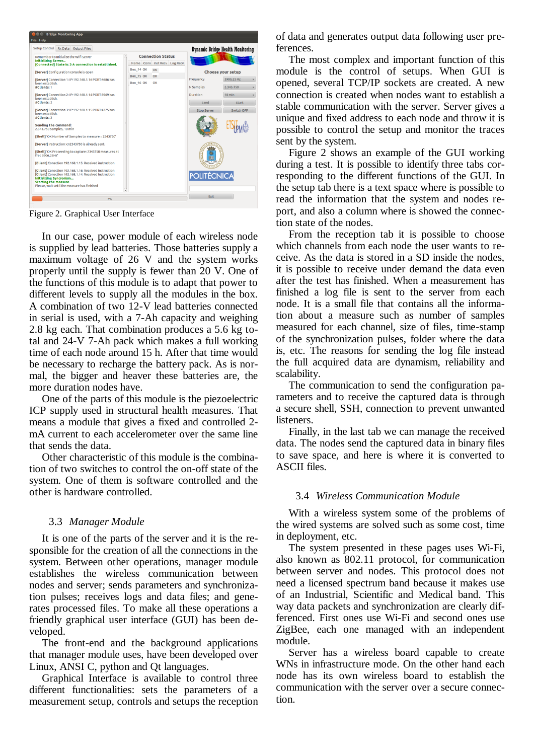Figure 2. Graphical User Interface

In our case, power module of each wireless node is supplied by lead batteries. Those batteries supply a maximum voltage of 26 V and the system works properly until the supply is fewer than 20 V. One of the functions of this module is to adapt that power to different levels to supply all the modules in the box. A combination of two 12-V lead batteries connected in serial is used, with a 7-Ah capacity and weighing 2.8 kg each. That combination produces a 5.6 kg total and 24-V 7-Ah pack which makes a full working time of each node around 15 h. After that time would be necessary to recharge the battery pack. As is normal, the bigger and heaver these batteries are, the more duration nodes have.

One of the parts of this module is the piezoelectric ICP supply used in structural health measures. That means a module that gives a fixed and controlled 2-mA current to each accelerometer over the same line that sends the data.

Other characteristic of this module is the combination of two switches to control the on-off state of the system. One of them is software controlled and the other is hardware controlled.

### 3.3 *Manager Module*

It is one of the parts of the server and it is the responsible for the creation of all the connections in the system. Between other operations, manager module establishes the wireless communication between nodes and server; sends parameters and synchronization pulses; receives logs and data files; and generates processed files. To make all these operations a friendly graphical user interface (GUI) has been developed.

The front-end and the background applications that manager module uses, have been developed over Linux, ANSI C, python and Qt languages.

Graphical Interface is available to control three different functionalities: sets the parameters of a measurement setup, controls and setups the reception of data and generates output data following user preferences.

The most complex and important function of this module is the control of setups. When GUI is opened, several TCP/IP sockets are created. A new connection is created when nodes want to establish a stable communication with the server. Server gives a unique and fixed address to each node and throw it is possible to control the setup and monitor the traces sent by the system.

Figure 2 shows an example of the GUI working during a test. It is possible to identify three tabs corresponding to the different functions of the GUI. In the setup tab there is a text space where is possible to read the information that the system and nodes report, and also a column where is showed the connection state of the nodes.

From the reception tab it is possible to choose which channels from each node the user wants to receive. As the data is stored in a SD inside the nodes, it is possible to receive under demand the data even after the test has finished. When a measurement has finished a log file is sent to the server from each node. It is a small file that contains all the information about a measure such as number of samples measured for each channel, size of files, time-stamp of the synchronization pulses, folder where the data is, etc. The reasons for sending the log file instead the full acquired data are dynamism, reliability and scalability.

The communication to send the configuration parameters and to receive the captured data is through a secure shell, SSH, connection to prevent unwanted listeners.

Finally, in the last tab we can manage the received data. The nodes send the captured data in binary files to save space, and here is where it is converted to ASCII files.

### 3.4 *Wireless Communication Module*

With a wireless system some of the problems of the wired systems are solved such as some cost, time in deployment, etc.

The system presented in these pages uses Wi-Fi, also known as 802.11 protocol, for communication between server and nodes. This protocol does not need a licensed spectrum band because it makes use of an Industrial, Scientific and Medical band. This way data packets and synchronization are clearly differenced. First ones use Wi-Fi and second ones use ZigBee, each one managed with an independent module.

Server has a wireless board capable to create WNs in infrastructure mode. On the other hand each node has its own wireless board to establish the communication with the server over a secure connection.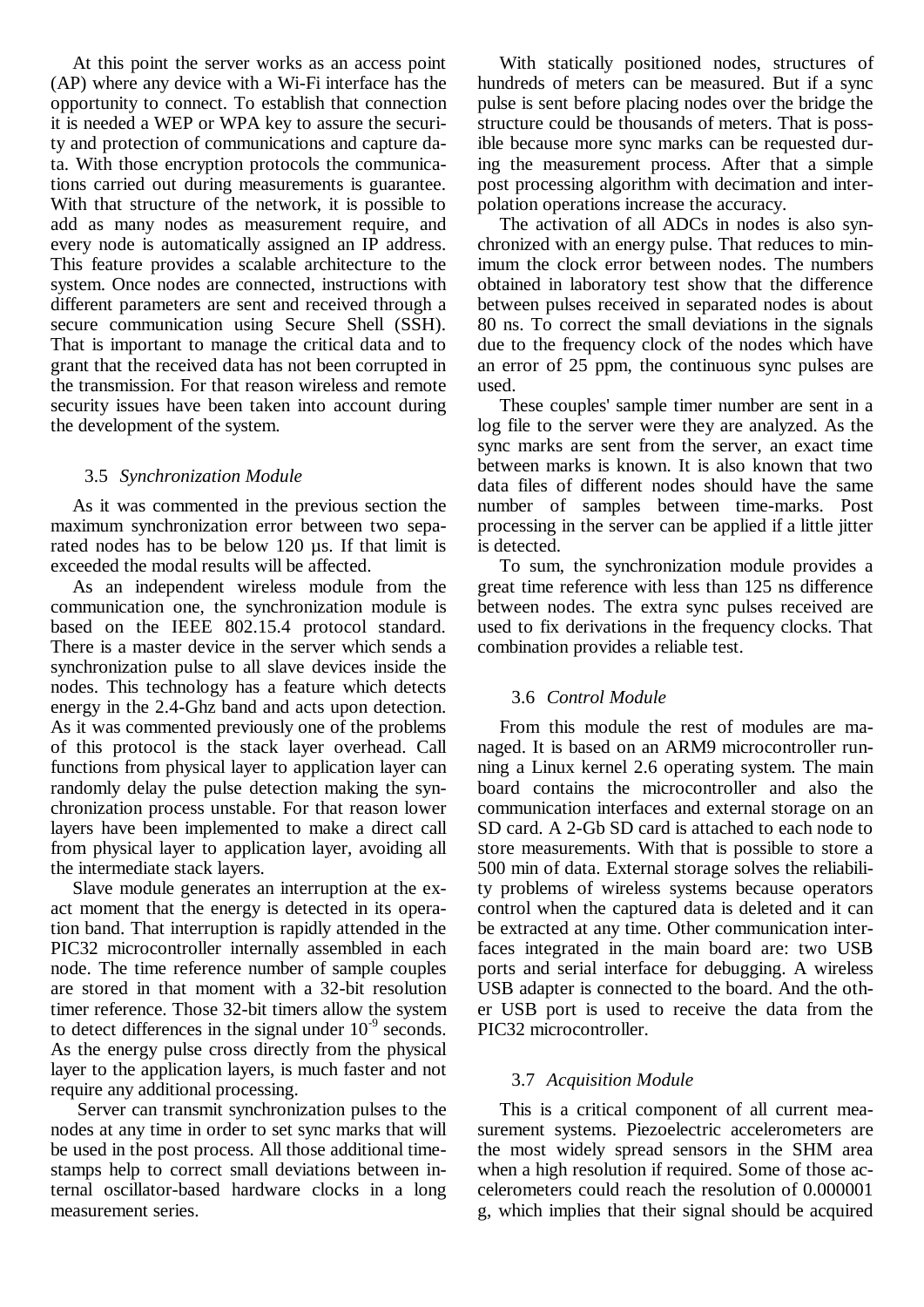At this point the server works as an access point (AP) where any device with a Wi-Fi interface has the opportunity to connect. To establish that connection it is needed a WEP or WPA key to assure the security and protection of communications and capture data. With those encryption protocols the communications carried out during measurements is guarantee. With that structure of the network, it is possible to add as many nodes as measurement require, and every node is automatically assigned an IP address. This feature provides a scalable architecture to the system. Once nodes are connected, instructions with different parameters are sent and received through a secure communication using Secure Shell (SSH). That is important to manage the critical data and to grant that the received data has not been corrupted in the transmission. For that reason wireless and remote security issues have been taken into account during the development of the system.

### 3.5 *Synchronization Module*

As it was commented in the previous section the maximum synchronization error between two separated nodes has to be below 120 µs. If that limit is exceeded the modal results will be affected.

As an independent wireless module from the communication one, the synchronization module is based on the IEEE 802.15.4 protocol standard. There is a master device in the server which sends a synchronization pulse to all slave devices inside the nodes. This technology has a feature which detects energy in the 2.4-Ghz band and acts upon detection. As it was commented previously one of the problems of this protocol is the stack layer overhead. Call functions from physical layer to application layer can randomly delay the pulse detection making the synchronization process unstable. For that reason lower layers have been implemented to make a direct call from physical layer to application layer, avoiding all the intermediate stack layers.

Slave module generates an interruption at the exact moment that the energy is detected in its operation band. That interruption is rapidly attended in the PIC32 microcontroller internally assembled in each node. The time reference number of sample couples are stored in that moment with a 32-bit resolution timer reference. Those 32-bit timers allow the system to detect differences in the signal under $10^{-9}$ seconds. As the energy pulse cross directly from the physical layer to the application layers, is much faster and not require any additional processing.

Server can transmit synchronization pulses to the nodes at any time in order to set sync marks that will be used in the post process. All those additional timestamps help to correct small deviations between internal oscillator-based hardware clocks in a long measurement series.

With statically positioned nodes, structures of hundreds of meters can be measured. But if a sync pulse is sent before placing nodes over the bridge the structure could be thousands of meters. That is possible because more sync marks can be requested during the measurement process. After that a simple post processing algorithm with decimation and interpolation operations increase the accuracy.

The activation of all ADCs in nodes is also synchronized with an energy pulse. That reduces to minimum the clock error between nodes. The numbers obtained in laboratory test show that the difference between pulses received in separated nodes is about 80 ns. To correct the small deviations in the signals due to the frequency clock of the nodes which have an error of 25 ppm, the continuous sync pulses are used.

These couples' sample timer number are sent in a log file to the server were they are analyzed. As the sync marks are sent from the server, an exact time between marks is known. It is also known that two data files of different nodes should have the same number of samples between time-marks. Post processing in the server can be applied if a little jitter is detected.

To sum, the synchronization module provides a great time reference with less than 125 ns difference between nodes. The extra sync pulses received are used to fix derivations in the frequency clocks. That combination provides a reliable test.

### 3.6 *Control Module*

From this module the rest of modules are managed. It is based on an ARM9 microcontroller running a Linux kernel 2.6 operating system. The main board contains the microcontroller and also the communication interfaces and external storage on an SD card. A 2-Gb SD card is attached to each node to store measurements. With that is possible to store a 500 min of data. External storage solves the reliability problems of wireless systems because operators control when the captured data is deleted and it can be extracted at any time. Other communication interfaces integrated in the main board are: two USB ports and serial interface for debugging. A wireless USB adapter is connected to the board. And the other USB port is used to receive the data from the PIC32 microcontroller.

### 3.7 *Acquisition Module*

This is a critical component of all current measurement systems. Piezoelectric accelerometers are the most widely spread sensors in the SHM area when a high resolution if required. Some of those accelerometers could reach the resolution of 0.000001 g, which implies that their signal should be acquired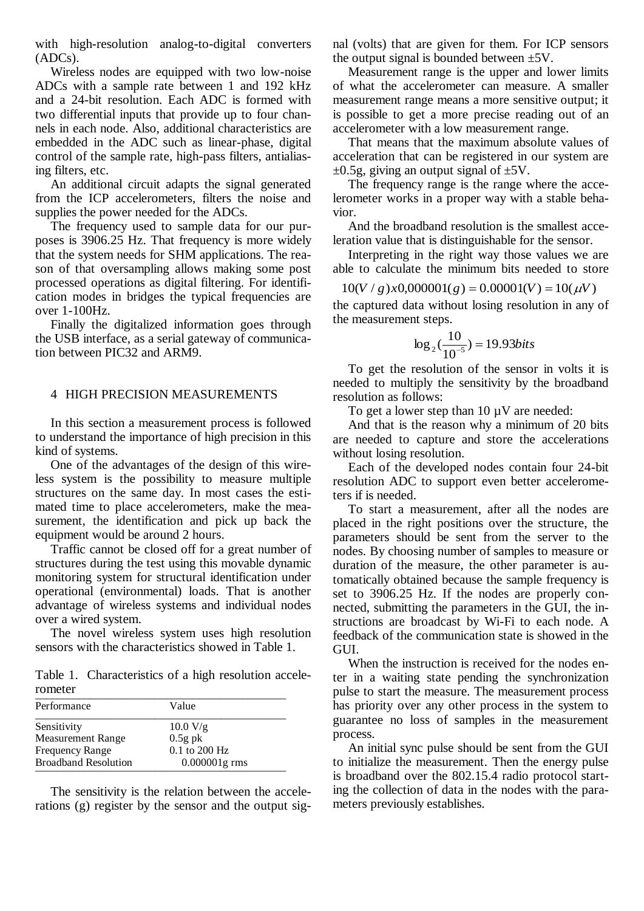with high-resolution analog-to-digital converters (ADCs).

Wireless nodes are equipped with two low-noise ADCs with a sample rate between 1 and 192 kHz and a 24-bit resolution. Each ADC is formed with two differential inputs that provide up to four channels in each node. Also, additional characteristics are embedded in the ADC such as linear-phase, digital control of the sample rate, high-pass filters, antialiasing filters, etc.

An additional circuit adapts the signal generated from the ICP accelerometers, filters the noise and supplies the power needed for the ADCs.

The frequency used to sample data for our purposes is 3906.25 Hz. That frequency is more widely that the system needs for SHM applications. The reason of that oversampling allows making some post processed operations as digital filtering. For identification modes in bridges the typical frequencies are over 1-100Hz.

Finally the digitalized information goes through the USB interface, as a serial gateway of communication between PIC32 and ARM9.

## 4 HIGH PRECISION MEASUREMENTS

In this section a measurement process is followed to understand the importance of high precision in this kind of systems.

One of the advantages of the design of this wireless system is the possibility to measure multiple structures on the same day. In most cases the estimated time to place accelerometers, make the measurement, the identification and pick up back the equipment would be around 2 hours.

Traffic cannot be closed off for a great number of structures during the test using this movable dynamic monitoring system for structural identification under operational (environmental) loads. That is another advantage of wireless systems and individual nodes over a wired system.

The novel wireless system uses high resolution sensors with the characteristics showed in Table 1.

Table 1. Characteristics of a high resolution accelerometer

| Performance | Value |
|---|---|
| Sensitivity | 10.0 V/g |
| Measurement Range | 0.5g pk |
| Frequency Range | 0.1 to 200 Hz |
| Broadband Resolution | 0.000001g rms |

The sensitivity is the relation between the accelerations (g) register by the sensor and the output signal (volts) that are given for them. For ICP sensors the output signal is bounded between ±5V.

Measurement range is the upper and lower limits of what the accelerometer can measure. A smaller measurement range means a more sensitive output; it is possible to get a more precise reading out of an accelerometer with a low measurement range.

That means that the maximum absolute values of acceleration that can be registered in our system are ±0.5g, giving an output signal of ±5V.

The frequency range is the range where the accelerometer works in a proper way with a stable behavior.

And the broadband resolution is the smallest acceleration value that is distinguishable for the sensor.

Interpreting in the right way those values we are able to calculate the minimum bits needed to store

$$10(V/g)x0{,}000001(g) = 0.00001(V) = 10(\mu V)$$

the captured data without losing resolution in any of the measurement steps.

$$\log_2\left(\frac{10}{10^{-5}}\right) = 19.93 bits$$

To get the resolution of the sensor in volts it is needed to multiply the sensitivity by the broadband resolution as follows:

To get a lower step than 10 µV are needed:

And that is the reason why a minimum of 20 bits are needed to capture and store the accelerations without losing resolution.

Each of the developed nodes contain four 24-bit resolution ADC to support even better accelerometers if is needed.

To start a measurement, after all the nodes are placed in the right positions over the structure, the parameters should be sent from the server to the nodes. By choosing number of samples to measure or duration of the measure, the other parameter is automatically obtained because the sample frequency is set to 3906.25 Hz. If the nodes are properly connected, submitting the parameters in the GUI, the instructions are broadcast by Wi-Fi to each node. A feedback of the communication state is showed in the GUI.

When the instruction is received for the nodes enter in a waiting state pending the synchronization pulse to start the measure. The measurement process has priority over any other process in the system to guarantee no loss of samples in the measurement process.

An initial sync pulse should be sent from the GUI to initialize the measurement. Then the energy pulse is broadband over the 802.15.4 radio protocol starting the collection of data in the nodes with the parameters previously establishes.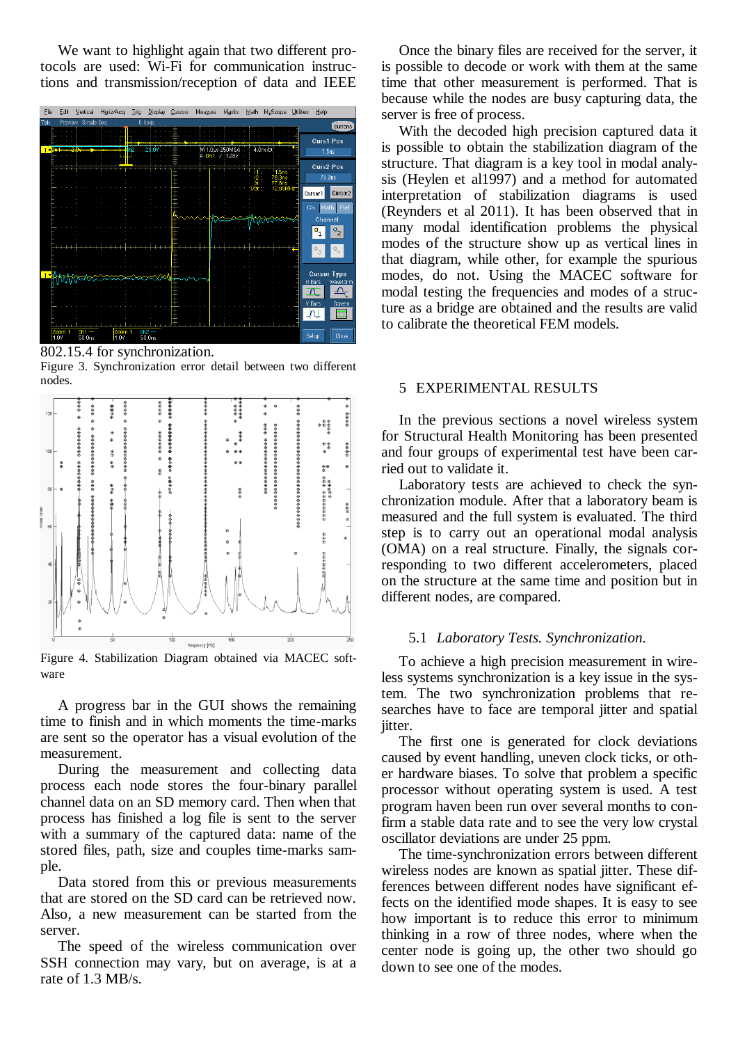We want to highlight again that two different protocols are used: Wi-Fi for communication instructions and transmission/reception of data and IEEE 802.15.4 for synchronization.

Figure 3. Synchronization error detail between two different nodes.

Figure 4. Stabilization Diagram obtained via MACEC software

A progress bar in the GUI shows the remaining time to finish and in which moments the time-marks are sent so the operator has a visual evolution of the measurement.

During the measurement and collecting data process each node stores the four-binary parallel channel data on an SD memory card. Then when that process has finished a log file is sent to the server with a summary of the captured data: name of the stored files, path, size and couples time-marks sample.

Data stored from this or previous measurements that are stored on the SD card can be retrieved now. Also, a new measurement can be started from the server.

The speed of the wireless communication over SSH connection may vary, but on average, is at a rate of 1.3 MB/s.

Once the binary files are received for the server, it is possible to decode or work with them at the same time that other measurement is performed. That is because while the nodes are busy capturing data, the server is free of process.

With the decoded high precision captured data it is possible to obtain the stabilization diagram of the structure. That diagram is a key tool in modal analysis (Heylen et al1997) and a method for automated interpretation of stabilization diagrams is used (Reynders et al 2011). It has been observed that in many modal identification problems the physical modes of the structure show up as vertical lines in that diagram, while other, for example the spurious modes, do not. Using the MACEC software for modal testing the frequencies and modes of a structure as a bridge are obtained and the results are valid to calibrate the theoretical FEM models.

## 5 EXPERIMENTAL RESULTS

In the previous sections a novel wireless system for Structural Health Monitoring has been presented and four groups of experimental test have been carried out to validate it.

Laboratory tests are achieved to check the synchronization module. After that a laboratory beam is measured and the full system is evaluated. The third step is to carry out an operational modal analysis (OMA) on a real structure. Finally, the signals corresponding to two different accelerometers, placed on the structure at the same time and position but in different nodes, are compared.

### 5.1 *Laboratory Tests. Synchronization.*

To achieve a high precision measurement in wireless systems synchronization is a key issue in the system. The two synchronization problems that researches have to face are temporal jitter and spatial jitter.

The first one is generated for clock deviations caused by event handling, uneven clock ticks, or other hardware biases. To solve that problem a specific processor without operating system is used. A test program haven been run over several months to confirm a stable data rate and to see the very low crystal oscillator deviations are under 25 ppm.

The time-synchronization errors between different wireless nodes are known as spatial jitter. These differences between different nodes have significant effects on the identified mode shapes. It is easy to see how important is to reduce this error to minimum thinking in a row of three nodes, where when the center node is going up, the other two should go down to see one of the modes.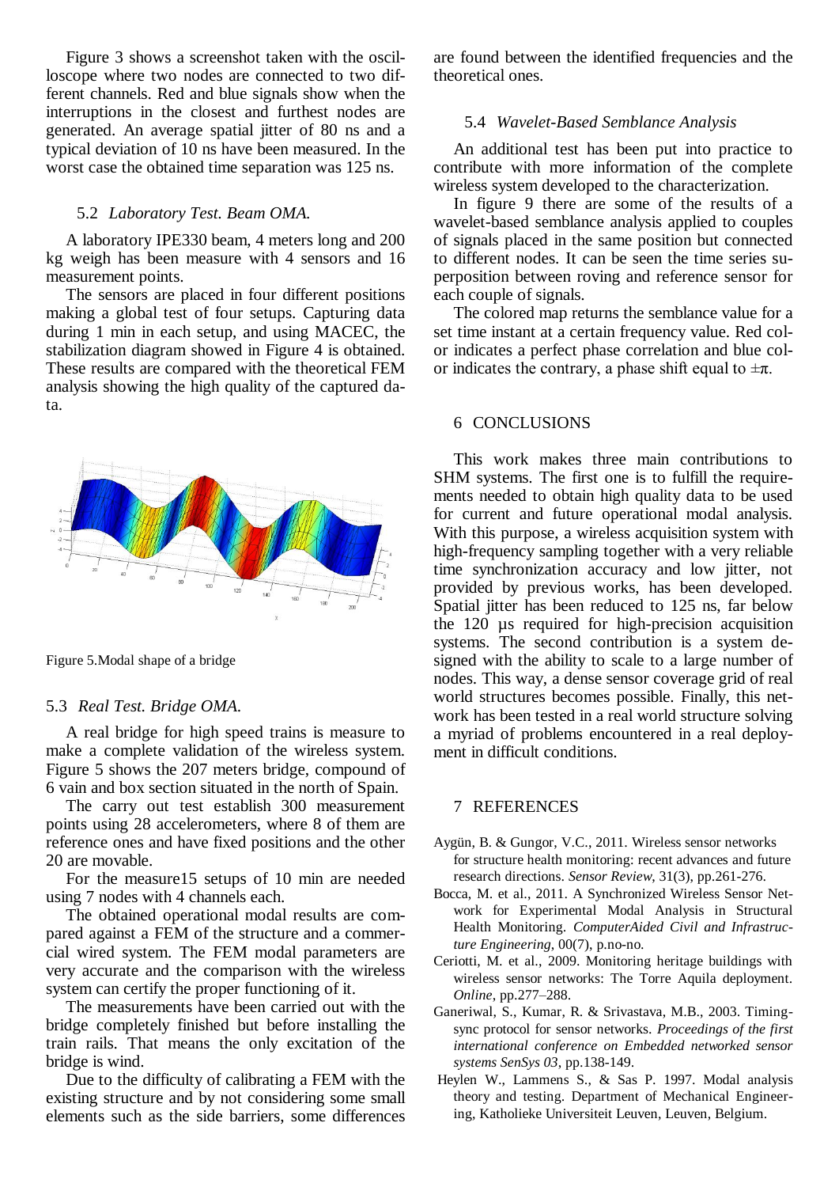Figure 3 shows a screenshot taken with the oscilloscope where two nodes are connected to two different channels. Red and blue signals show when the interruptions in the closest and furthest nodes are generated. An average spatial jitter of 80 ns and a typical deviation of 10 ns have been measured. In the worst case the obtained time separation was 125 ns.

### 5.2 *Laboratory Test. Beam OMA.*

A laboratory IPE330 beam, 4 meters long and 200 kg weigh has been measure with 4 sensors and 16 measurement points.

The sensors are placed in four different positions making a global test of four setups. Capturing data during 1 min in each setup, and using MACEC, the stabilization diagram showed in Figure 4 is obtained. These results are compared with the theoretical FEM analysis showing the high quality of the captured data.

Figure 5.Modal shape of a bridge

### 5.3 *Real Test. Bridge OMA.*

A real bridge for high speed trains is measure to make a complete validation of the wireless system. Figure 5 shows the 207 meters bridge, compound of 6 vain and box section situated in the north of Spain.

The carry out test establish 300 measurement points using 28 accelerometers, where 8 of them are reference ones and have fixed positions and the other 20 are movable.

For the measure15 setups of 10 min are needed using 7 nodes with 4 channels each.

The obtained operational modal results are compared against a FEM of the structure and a commercial wired system. The FEM modal parameters are very accurate and the comparison with the wireless system can certify the proper functioning of it.

The measurements have been carried out with the bridge completely finished but before installing the train rails. That means the only excitation of the bridge is wind.

Due to the difficulty of calibrating a FEM with the existing structure and by not considering some small elements such as the side barriers, some differences are found between the identified frequencies and the theoretical ones.

### 5.4 *Wavelet-Based Semblance Analysis*

An additional test has been put into practice to contribute with more information of the complete wireless system developed to the characterization.

In figure 9 there are some of the results of a wavelet-based semblance analysis applied to couples of signals placed in the same position but connected to different nodes. It can be seen the time series superposition between roving and reference sensor for each couple of signals.

The colored map returns the semblance value for a set time instant at a certain frequency value. Red color indicates a perfect phase correlation and blue color indicates the contrary, a phase shift equal to $\pm\pi$.

## 6 CONCLUSIONS

This work makes three main contributions to SHM systems. The first one is to fulfill the requirements needed to obtain high quality data to be used for current and future operational modal analysis. With this purpose, a wireless acquisition system with high-frequency sampling together with a very reliable time synchronization accuracy and low jitter, not provided by previous works, has been developed. Spatial jitter has been reduced to 125 ns, far below the 120 µs required for high-precision acquisition systems. The second contribution is a system designed with the ability to scale to a large number of nodes. This way, a dense sensor coverage grid of real world structures becomes possible. Finally, this network has been tested in a real world structure solving a myriad of problems encountered in a real deployment in difficult conditions.

## 7 REFERENCES

Aygün, B. & Gungor, V.C., 2011. Wireless sensor networks for structure health monitoring: recent advances and future research directions. *Sensor Review*, 31(3), pp.261-276.

Bocca, M. et al., 2011. A Synchronized Wireless Sensor Network for Experimental Modal Analysis in Structural Health Monitoring. *ComputerAided Civil and Infrastructure Engineering*, 00(7), p.no-no.

Ceriotti, M. et al., 2009. Monitoring heritage buildings with wireless sensor networks: The Torre Aquila deployment. *Online*, pp.277–288.

Ganeriwal, S., Kumar, R. & Srivastava, M.B., 2003. Timing-sync protocol for sensor networks. *Proceedings of the first international conference on Embedded networked sensor systems SenSys 03*, pp.138-149.

Heylen W., Lammens S., & Sas P. 1997. Modal analysis theory and testing. Department of Mechanical Engineering, Katholieke Universiteit Leuven, Leuven, Belgium.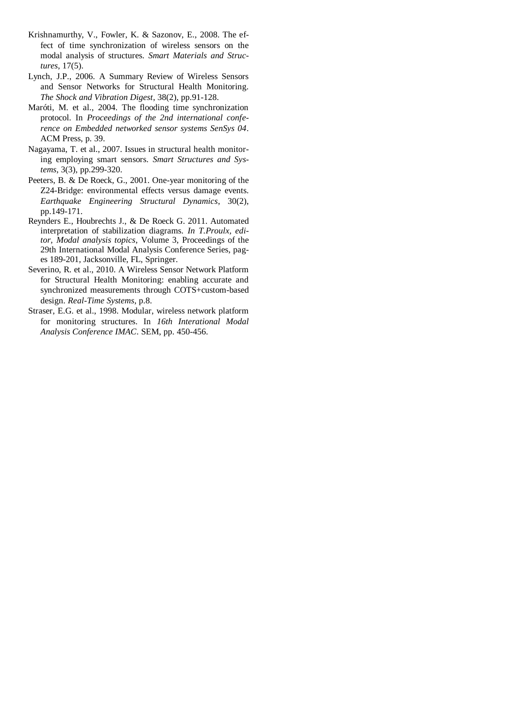Krishnamurthy, V., Fowler, K. & Sazonov, E., 2008. The effect of time synchronization of wireless sensors on the modal analysis of structures. *Smart Materials and Structures*, 17(5).

Lynch, J.P., 2006. A Summary Review of Wireless Sensors and Sensor Networks for Structural Health Monitoring. *The Shock and Vibration Digest*, 38(2), pp.91-128.

Maróti, M. et al., 2004. The flooding time synchronization protocol. In *Proceedings of the 2nd international conference on Embedded networked sensor systems SenSys 04*. ACM Press, p. 39.

Nagayama, T. et al., 2007. Issues in structural health monitoring employing smart sensors. *Smart Structures and Systems*, 3(3), pp.299-320.

Peeters, B. & De Roeck, G., 2001. One-year monitoring of the Z24-Bridge: environmental effects versus damage events. *Earthquake Engineering Structural Dynamics*, 30(2), pp.149-171.

Reynders E., Houbrechts J., & De Roeck G. 2011. Automated interpretation of stabilization diagrams. *In T.Proulx, editor, Modal analysis topics*, Volume 3, Proceedings of the 29th International Modal Analysis Conference Series, pages 189-201, Jacksonville, FL, Springer.

Severino, R. et al., 2010. A Wireless Sensor Network Platform for Structural Health Monitoring: enabling accurate and synchronized measurements through COTS+custom-based design. *Real-Time Systems*, p.8.

Straser, E.G. et al., 1998. Modular, wireless network platform for monitoring structures. In *16th Interational Modal Analysis Conference IMAC*. SEM, pp. 450-456.